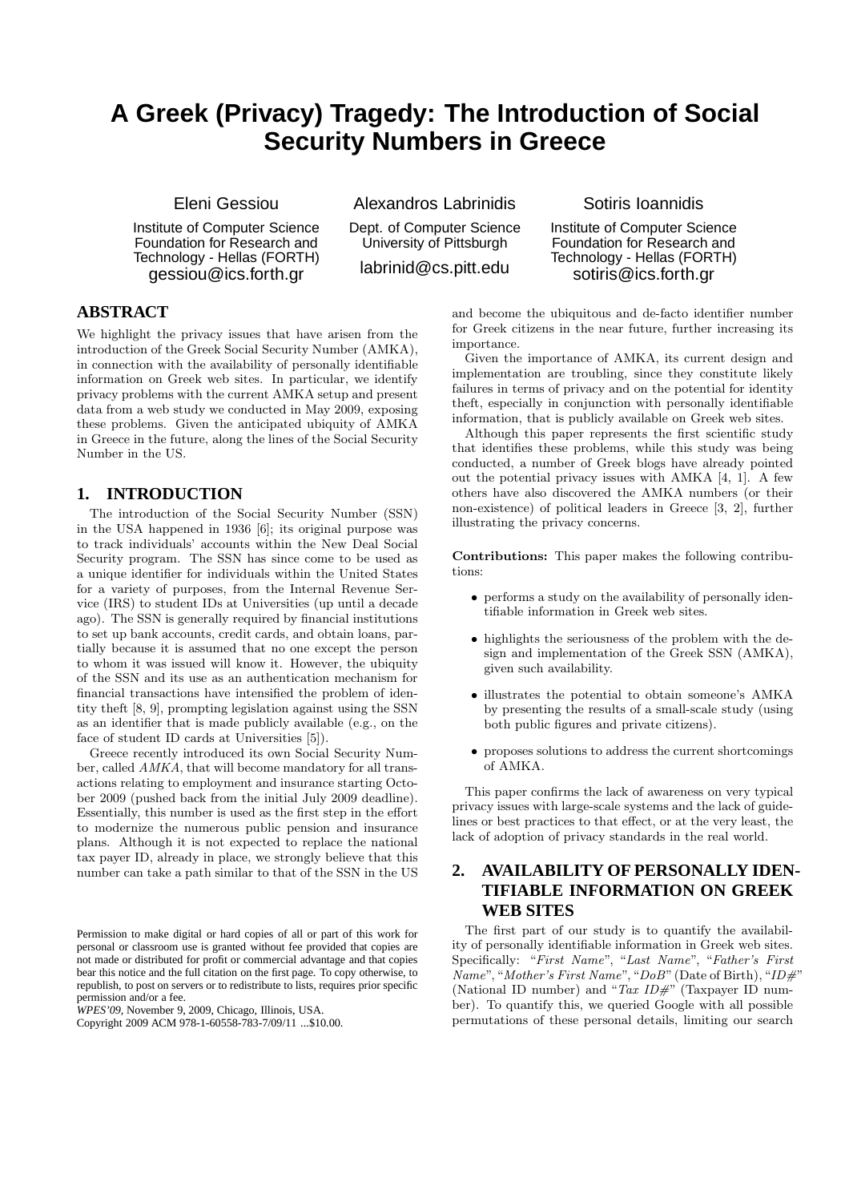# A Greek (Privacy) Tragedy: The Introduction of Social Security Numbers in Greece

Eleni Gessiou
Institute of Computer Science
Foundation for Research and Technology - Hellas (FORTH)
gessiou@ics.forth.gr

Alexandros Labrinidis
Dept. of Computer Science
University of Pittsburgh
labrinid@cs.pitt.edu

Sotiris Ioannidis
Institute of Computer Science
Foundation for Research and Technology - Hellas (FORTH)
sotiris@ics.forth.gr

## ABSTRACT

We highlight the privacy issues that have arisen from the introduction of the Greek Social Security Number (AMKA), in connection with the availability of personally identifiable information on Greek web sites. In particular, we identify privacy problems with the current AMKA setup and present data from a web study we conducted in May 2009, exposing these problems. Given the anticipated ubiquity of AMKA in Greece in the future, along the lines of the Social Security Number in the US.

## 1. INTRODUCTION

The introduction of the Social Security Number (SSN) in the USA happened in 1936 [6]; its original purpose was to track individuals' accounts within the New Deal Social Security program. The SSN has since come to be used as a unique identifier for individuals within the United States for a variety of purposes, from the Internal Revenue Service (IRS) to student IDs at Universities (up until a decade ago). The SSN is generally required by financial institutions to set up bank accounts, credit cards, and obtain loans, partially because it is assumed that no one except the person to whom it was issued will know it. However, the ubiquity of the SSN and its use as an authentication mechanism for financial transactions have intensified the problem of identity theft [8, 9], prompting legislation against using the SSN as an identifier that is made publicly available (e.g., on the face of student ID cards at Universities [5]).

Greece recently introduced its own Social Security Number, called *AMKA*, that will become mandatory for all transactions relating to employment and insurance starting October 2009 (pushed back from the initial July 2009 deadline). Essentially, this number is used as the first step in the effort to modernize the numerous public pension and insurance plans. Although it is not expected to replace the national tax payer ID, already in place, we strongly believe that this number can take a path similar to that of the SSN in the US and become the ubiquitous and de-facto identifier number for Greek citizens in the near future, further increasing its importance.

Given the importance of AMKA, its current design and implementation are troubling, since they constitute likely failures in terms of privacy and on the potential for identity theft, especially in conjunction with personally identifiable information, that is publicly available on Greek web sites.

Although this paper represents the first scientific study that identifies these problems, while this study was being conducted, a number of Greek blogs have already pointed out the potential privacy issues with AMKA [4, 1]. A few others have also discovered the AMKA numbers (or their non-existence) of political leaders in Greece [3, 2], further illustrating the privacy concerns.

**Contributions:** This paper makes the following contributions:

- performs a study on the availability of personally identifiable information in Greek web sites.
- highlights the seriousness of the problem with the design and implementation of the Greek SSN (AMKA), given such availability.
- illustrates the potential to obtain someone's AMKA by presenting the results of a small-scale study (using both public figures and private citizens).
- proposes solutions to address the current shortcomings of AMKA.

This paper confirms the lack of awareness on very typical privacy issues with large-scale systems and the lack of guidelines or best practices to that effect, or at the very least, the lack of adoption of privacy standards in the real world.

## 2. AVAILABILITY OF PERSONALLY IDENTIFIABLE INFORMATION ON GREEK WEB SITES

The first part of our study is to quantify the availability of personally identifiable information in Greek web sites. Specifically: "*First Name*", "*Last Name*", "*Father's First Name*", "*Mother's First Name*", "*DoB*" (Date of Birth), "*ID#*" (National ID number) and "*Tax ID#*" (Taxpayer ID number). To quantify this, we queried Google with all possible permutations of these personal details, limiting our search

Permission to make digital or hard copies of all or part of this work for personal or classroom use is granted without fee provided that copies are not made or distributed for profit or commercial advantage and that copies bear this notice and the full citation on the first page. To copy otherwise, to republish, to post on servers or to redistribute to lists, requires prior specific permission and/or a fee.
*WPES'09,* November 9, 2009, Chicago, Illinois, USA.
Copyright 2009 ACM 978-1-60558-783-7/09/11 ...$10.00.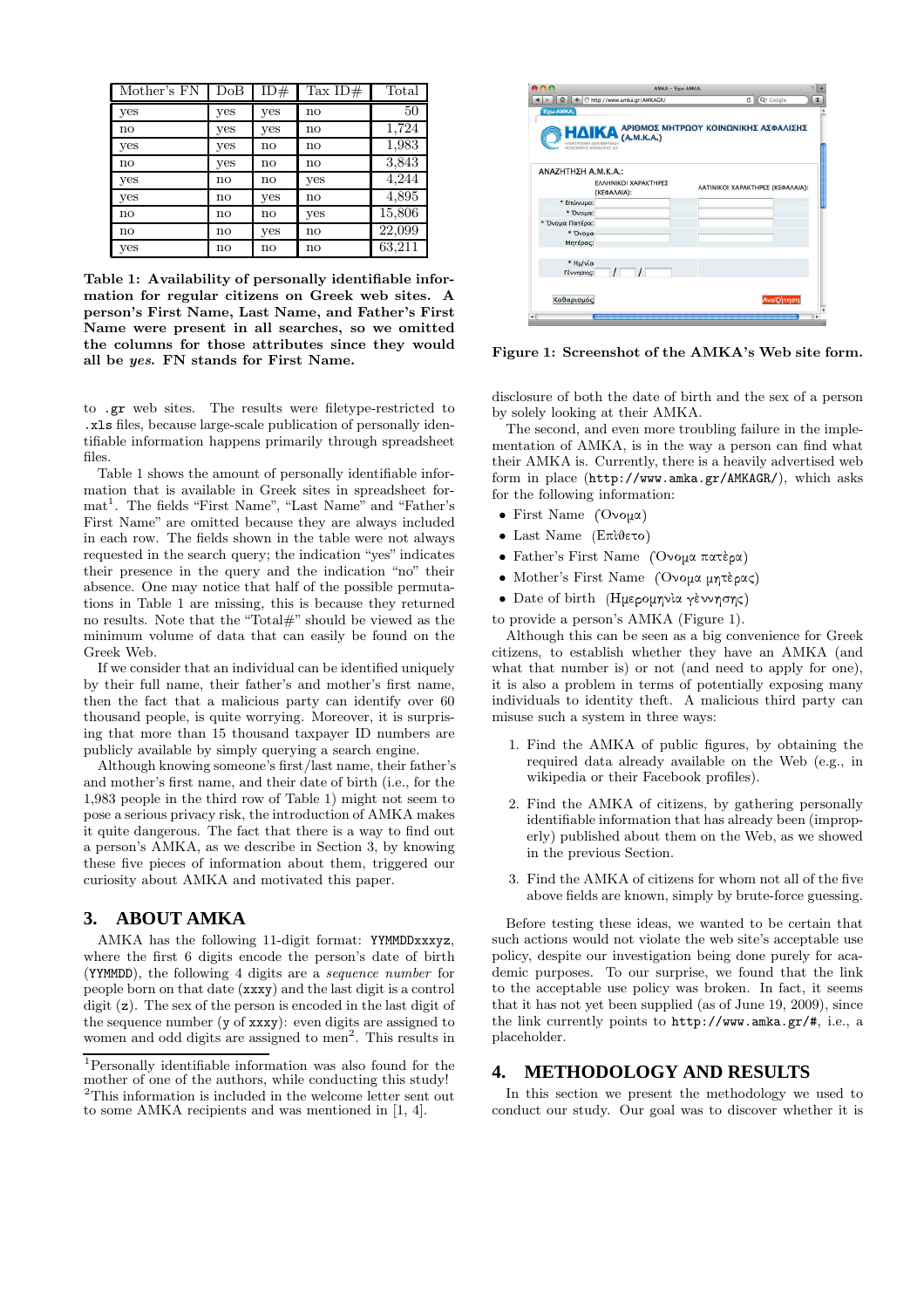| Mother's FN | DoB | ID# | Tax ID# | Total |
|---|---|---|---|---|
| yes | yes | yes | no | 50 |
| no | yes | yes | no | 1,724 |
| yes | yes | no | no | 1,983 |
| no | yes | no | no | 3,843 |
| yes | no | no | yes | 4,244 |
| yes | no | yes | no | 4,895 |
| no | no | no | yes | 15,806 |
| no | no | yes | no | 22,099 |
| yes | no | no | no | 63,211 |

**Table 1: Availability of personally identifiable information for regular citizens on Greek web sites. A person's First Name, Last Name, and Father's First Name were present in all searches, so we omitted the columns for those attributes since they would all be *yes*. FN stands for First Name.**

to `.gr` web sites. The results were filetype-restricted to `.xls` files, because large-scale publication of personally identifiable information happens primarily through spreadsheet files.

Table 1 shows the amount of personally identifiable information that is available in Greek sites in spreadsheet format[1]. The fields "First Name", "Last Name" and "Father's First Name" are omitted because they are always included in each row. The fields shown in the table were not always requested in the search query; the indication "yes" indicates their presence in the query and the indication "no" their absence. One may notice that half of the possible permutations in Table 1 are missing, this is because they returned no results. Note that the "Total#" should be viewed as the minimum volume of data that can easily be found on the Greek Web.

If we consider that an individual can be identified uniquely by their full name, their father's and mother's first name, then the fact that a malicious party can identify over 60 thousand people, is quite worrying. Moreover, it is surprising that more than 15 thousand taxpayer ID numbers are publicly available by simply querying a search engine.

Although knowing someone's first/last name, their father's and mother's first name, and their date of birth (i.e., for the 1,983 people in the third row of Table 1) might not seem to pose a serious privacy risk, the introduction of AMKA makes it quite dangerous. The fact that there is a way to find out a person's AMKA, as we describe in Section 3, by knowing these five pieces of information about them, triggered our curiosity about AMKA and motivated this paper.

## 3. ABOUT AMKA

AMKA has the following 11-digit format: `YYMMDDxxxyz`, where the first 6 digits encode the person's date of birth (`YYMMDD`), the following 4 digits are a *sequence number* for people born on that date (`xxxy`) and the last digit is a control digit (`z`). The sex of the person is encoded in the last digit of the sequence number (`y` of `xxxy`): even digits are assigned to women and odd digits are assigned to men[2]. This results in disclosure of both the date of birth and the sex of a person by solely looking at their AMKA.

[1] Personally identifiable information was also found for the mother of one of the authors, while conducting this study!

[2] This information is included in the welcome letter sent out to some AMKA recipients and was mentioned in [1, 4].

**Figure 1: Screenshot of the AMKA's Web site form.**

The second, and even more troubling failure in the implementation of AMKA, is in the way a person can find what their AMKA is. Currently, there is a heavily advertised web form in place (`http://www.amka.gr/AMKAGR/`), which asks for the following information:

- First Name (Ονομα)
- Last Name (Επὶθετο)
- Father's First Name (Ονομα πατὲρα)
- Mother's First Name (Ονομα μητὲρας)
- Date of birth (Ημερομηνὶα γὲννησης)

to provide a person's AMKA (Figure 1).

Although this can be seen as a big convenience for Greek citizens, to establish whether they have an AMKA (and what that number is) or not (and need to apply for one), it is also a problem in terms of potentially exposing many individuals to identity theft. A malicious third party can misuse such a system in three ways:

1. Find the AMKA of public figures, by obtaining the required data already available on the Web (e.g., in wikipedia or their Facebook profiles).
2. Find the AMKA of citizens, by gathering personally identifiable information that has already been (improperly) published about them on the Web, as we showed in the previous Section.
3. Find the AMKA of citizens for whom not all of the five above fields are known, simply by brute-force guessing.

Before testing these ideas, we wanted to be certain that such actions would not violate the web site's acceptable use policy, despite our investigation being done purely for academic purposes. To our surprise, we found that the link to the acceptable use policy was broken. In fact, it seems that it has not yet been supplied (as of June 19, 2009), since the link currently points to `http://www.amka.gr/#`, i.e., a placeholder.

## 4. METHODOLOGY AND RESULTS

In this section we present the methodology we used to conduct our study. Our goal was to discover whether it is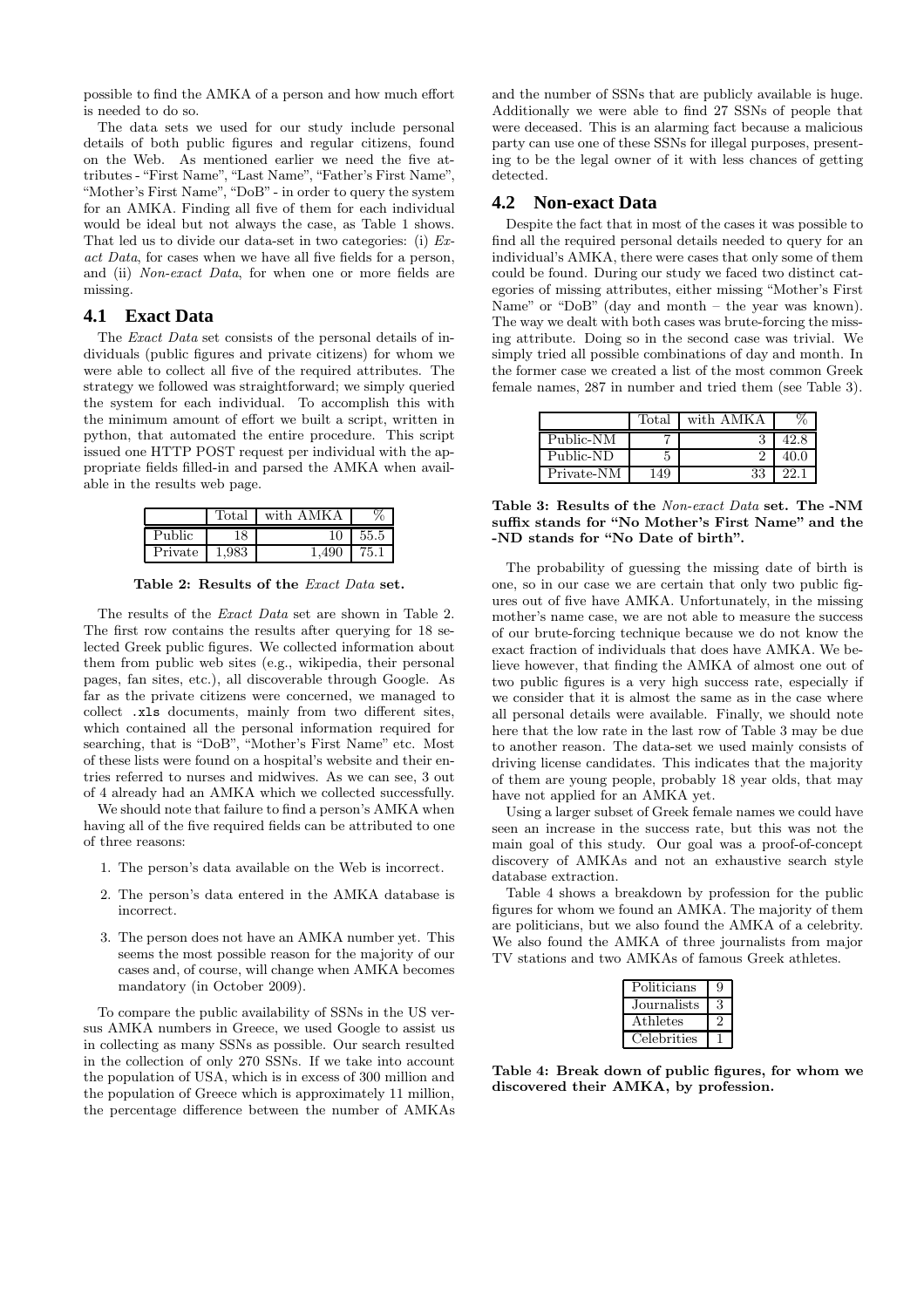possible to find the AMKA of a person and how much effort is needed to do so.

The data sets we used for our study include personal details of both public figures and regular citizens, found on the Web. As mentioned earlier we need the five attributes - "First Name", "Last Name", "Father's First Name", "Mother's First Name", "DoB" - in order to query the system for an AMKA. Finding all five of them for each individual would be ideal but not always the case, as Table 1 shows. That led us to divide our data-set in two categories: (i) *Exact Data*, for cases when we have all five fields for a person, and (ii) *Non-exact Data*, for when one or more fields are missing.

## 4.1 Exact Data

The *Exact Data* set consists of the personal details of individuals (public figures and private citizens) for whom we were able to collect all five of the required attributes. The strategy we followed was straightforward; we simply queried the system for each individual. To accomplish this with the minimum amount of effort we built a script, written in python, that automated the entire procedure. This script issued one HTTP POST request per individual with the appropriate fields filled-in and parsed the AMKA when available in the results web page.

| | Total | with AMKA | % |
|---|---|---|---|
| Public | 18 | 10 | 55.5 |
| Private | 1,983 | 1,490 | 75.1 |

**Table 2: Results of the *Exact Data* set.**

The results of the *Exact Data* set are shown in Table 2. The first row contains the results after querying for 18 selected Greek public figures. We collected information about them from public web sites (e.g., wikipedia, their personal pages, fan sites, etc.), all discoverable through Google. As far as the private citizens were concerned, we managed to collect `.xls` documents, mainly from two different sites, which contained all the personal information required for searching, that is "DoB", "Mother's First Name" etc. Most of these lists were found on a hospital's website and their entries referred to nurses and midwives. As we can see, 3 out of 4 already had an AMKA which we collected successfully.

We should note that failure to find a person's AMKA when having all of the five required fields can be attributed to one of three reasons:

1. The person's data available on the Web is incorrect.
2. The person's data entered in the AMKA database is incorrect.
3. The person does not have an AMKA number yet. This seems the most possible reason for the majority of our cases and, of course, will change when AMKA becomes mandatory (in October 2009).

To compare the public availability of SSNs in the US versus AMKA numbers in Greece, we used Google to assist us in collecting as many SSNs as possible. Our search resulted in the collection of only 270 SSNs. If we take into account the population of USA, which is in excess of 300 million and the population of Greece which is approximately 11 million, the percentage difference between the number of AMKAs and the number of SSNs that are publicly available is huge. Additionally we were able to find 27 SSNs of people that were deceased. This is an alarming fact because a malicious party can use one of these SSNs for illegal purposes, presenting to be the legal owner of it with less chances of getting detected.

## 4.2 Non-exact Data

Despite the fact that in most of the cases it was possible to find all the required personal details needed to query for an individual's AMKA, there were cases that only some of them could be found. During our study we faced two distinct categories of missing attributes, either missing "Mother's First Name" or "DoB" (day and month – the year was known). The way we dealt with both cases was brute-forcing the missing attribute. Doing so in the second case was trivial. We simply tried all possible combinations of day and month. In the former case we created a list of the most common Greek female names, 287 in number and tried them (see Table 3).

| | Total | with AMKA | % |
|---|---|---|---|
| Public-NM | 7 | 3 | 42.8 |
| Public-ND | 5 | 2 | 40.0 |
| Private-NM | 149 | 33 | 22.1 |

**Table 3: Results of the *Non-exact Data* set. The -NM suffix stands for "No Mother's First Name" and the -ND stands for "No Date of birth".**

The probability of guessing the missing date of birth is one, so in our case we are certain that only two public figures out of five have AMKA. Unfortunately, in the missing mother's name case, we are not able to measure the success of our brute-forcing technique because we do not know the exact fraction of individuals that does have AMKA. We believe however, that finding the AMKA of almost one out of two public figures is a very high success rate, especially if we consider that it is almost the same as in the case where all personal details were available. Finally, we should note here that the low rate in the last row of Table 3 may be due to another reason. The data-set we used mainly consists of driving license candidates. This indicates that the majority of them are young people, probably 18 year olds, that may have not applied for an AMKA yet.

Using a larger subset of Greek female names we could have seen an increase in the success rate, but this was not the main goal of this study. Our goal was a proof-of-concept discovery of AMKAs and not an exhaustive search style database extraction.

Table 4 shows a breakdown by profession for the public figures for whom we found an AMKA. The majority of them are politicians, but we also found the AMKA of a celebrity. We also found the AMKA of three journalists from major TV stations and two AMKAs of famous Greek athletes.

| | |
|---|---|
| Politicians | 9 |
| Journalists | 3 |
| Athletes | 2 |
| Celebrities | 1 |

**Table 4: Break down of public figures, for whom we discovered their AMKA, by profession.**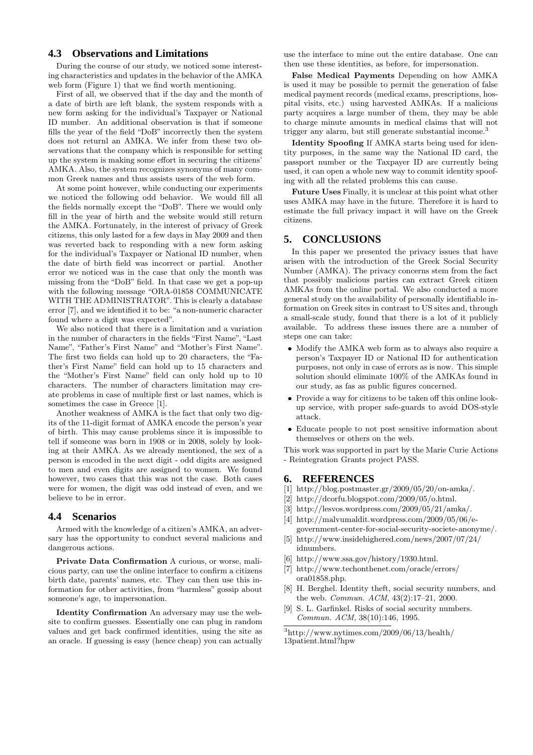### 4.3 Observations and Limitations

During the course of our study, we noticed some interesting characteristics and updates in the behavior of the AMKA web form (Figure 1) that we find worth mentioning.

First of all, we observed that if the day and the month of a date of birth are left blank, the system responds with a new form asking for the individual's Taxpayer or National ID number. An additional observation is that if someone fills the year of the field "DoB" incorrectly then the system does not returnl an AMKA. We infer from these two observations that the company which is responsible for setting up the system is making some effort in securing the citizens' AMKA. Also, the system recognizes synonyms of many common Greek names and thus assists users of the web form.

At some point however, while conducting our experiments we noticed the following odd behavior. We would fill all the fields normally except the "DoB". There we would only fill in the year of birth and the website would still return the AMKA. Fortunately, in the interest of privacy of Greek citizens, this only lasted for a few days in May 2009 and then was reverted back to responding with a new form asking for the individual's Taxpayer or National ID number, when the date of birth field was incorrect or partial. Another error we noticed was in the case that only the month was missing from the "DoB" field. In that case we get a pop-up with the following message "ORA-01858 COMMUNICATE WITH THE ADMINISTRATOR". This is clearly a database error [7], and we identified it to be: "a non-numeric character found where a digit was expected".

We also noticed that there is a limitation and a variation in the number of characters in the fields "First Name", "Last Name", "Father's First Name" and "Mother's First Name". The first two fields can hold up to 20 characters, the "Father's First Name" field can hold up to 15 characters and the "Mother's First Name" field can only hold up to 10 characters. The number of characters limitation may create problems in case of multiple first or last names, which is sometimes the case in Greece [1].

Another weakness of AMKA is the fact that only two digits of the 11-digit format of AMKA encode the person's year of birth. This may cause problems since it is impossible to tell if someone was born in 1908 or in 2008, solely by looking at their AMKA. As we already mentioned, the sex of a person is encoded in the next digit - odd digits are assigned to men and even digits are assigned to women. We found however, two cases that this was not the case. Both cases were for women, the digit was odd instead of even, and we believe to be in error.

### 4.4 Scenarios

Armed with the knowledge of a citizen's AMKA, an adversary has the opportunity to conduct several malicious and dangerous actions.

**Private Data Confirmation** A curious, or worse, malicious party, can use the online interface to confirm a citizens birth date, parents' names, etc. They can then use this information for other activities, from "harmless" gossip about someone's age, to impersonation.

**Identity Confirmation** An adversary may use the website to confirm guesses. Essentially one can plug in random values and get back confirmed identities, using the site as an oracle. If guessing is easy (hence cheap) you can actually use the interface to mine out the entire database. One can then use these identities, as before, for impersonation.

**False Medical Payments** Depending on how AMKA is used it may be possible to permit the generation of false medical payment records (medical exams, prescriptions, hospital visits, etc.) using harvested AMKAs. If a malicious party acquires a large number of them, they may be able to charge minute amounts in medical claims that will not trigger any alarm, but still generate substantial income.[3]

**Identity Spoofing** If AMKA starts being used for identity purposes, in the same way the National ID card, the passport number or the Taxpayer ID are currently being used, it can open a whole new way to commit identity spoofing with all the related problems this can cause.

**Future Uses** Finally, it is unclear at this point what other uses AMKA may have in the future. Therefore it is hard to estimate the full privacy impact it will have on the Greek citizens.

## 5. CONCLUSIONS

In this paper we presented the privacy issues that have arisen with the introduction of the Greek Social Security Number (AMKA). The privacy concerns stem from the fact that possibly malicious parties can extract Greek citizen AMKAs from the online portal. We also conducted a more general study on the availability of personally identifiable information on Greek sites in contrast to US sites and, through a small-scale study, found that there is a lot of it publicly available. To address these issues there are a number of steps one can take:

- Modify the AMKA web form as to always also require a person's Taxpayer ID or National ID for authentication purposes, not only in case of errors as is now. This simple solution should eliminate 100% of the AMKAs found in our study, as fas as public figures concerned.
- Provide a way for citizens to be taken off this online lookup service, with proper safe-guards to avoid DOS-style attack.
- Educate people to not post sensitive information about themselves or others on the web.

This work was supported in part by the Marie Curie Actions - Reintegration Grants project PASS.

## 6. REFERENCES

[1] http://blog.postmaster.gr/2009/05/20/on-amka/.

[2] http://dcorfu.blogspot.com/2009/05/o.html.

[3] http://lesvos.wordpress.com/2009/05/21/amka/.

[4] http://malvumaldit.wordpress.com/2009/05/06/e-government-center-for-social-security-societe-anonyme/.

[5] http://www.insidehighered.com/news/2007/07/24/idnumbers.

[6] http://www.ssa.gov/history/1930.html.

[7] http://www.techonthenet.com/oracle/errors/ora01858.php.

[8] H. Berghel. Identity theft, social security numbers, and the web. *Commun. ACM*, 43(2):17–21, 2000.

[9] S. L. Garfinkel. Risks of social security numbers. *Commun. ACM*, 38(10):146, 1995.

[3] http://www.nytimes.com/2009/06/13/health/13patient.html?hpw